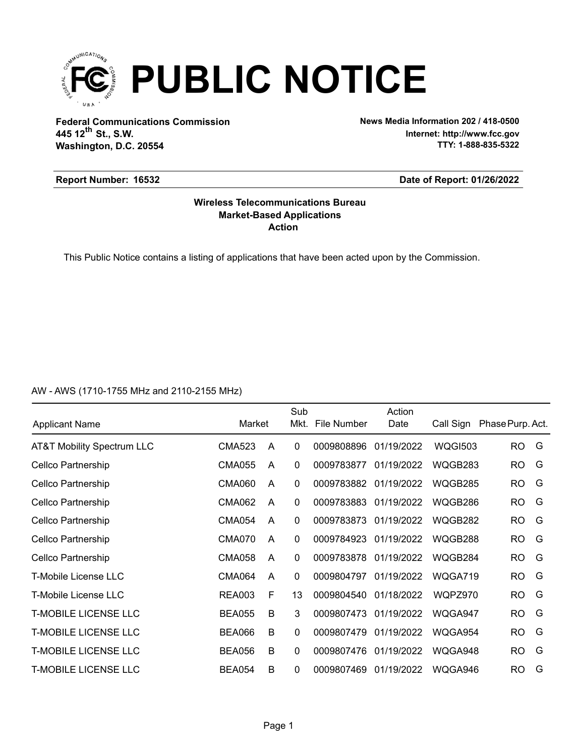# PUBLIC NOTICE

**Federal Communications Commission**
**445 12th St., S.W.**
**Washington, D.C. 20554**

**News Media Information 202 / 418-0500**
**Internet: http://www.fcc.gov**
**TTY: 1-888-835-5322**

**Report Number: 16532** **Date of Report: 01/26/2022**

**Wireless Telecommunications Bureau**
**Market-Based Applications**
**Action**

This Public Notice contains a listing of applications that have been acted upon by the Commission.

AW - AWS (1710-1755 MHz and 2110-2155 MHz)

| Applicant Name | Market | | Sub Mkt. | File Number | Action Date | Call Sign | Phase | Purp. | Act. |
|---|---|---|---|---|---|---|---|---|---|
| AT&T Mobility Spectrum LLC | CMA523 | A | 0 | 0009808896 | 01/19/2022 | WQGI503 | | RO | G |
| Cellco Partnership | CMA055 | A | 0 | 0009783877 | 01/19/2022 | WQGB283 | | RO | G |
| Cellco Partnership | CMA060 | A | 0 | 0009783882 | 01/19/2022 | WQGB285 | | RO | G |
| Cellco Partnership | CMA062 | A | 0 | 0009783883 | 01/19/2022 | WQGB286 | | RO | G |
| Cellco Partnership | CMA054 | A | 0 | 0009783873 | 01/19/2022 | WQGB282 | | RO | G |
| Cellco Partnership | CMA070 | A | 0 | 0009784923 | 01/19/2022 | WQGB288 | | RO | G |
| Cellco Partnership | CMA058 | A | 0 | 0009783878 | 01/19/2022 | WQGB284 | | RO | G |
| T-Mobile License LLC | CMA064 | A | 0 | 0009804797 | 01/19/2022 | WQGA719 | | RO | G |
| T-Mobile License LLC | REA003 | F | 13 | 0009804540 | 01/18/2022 | WQPZ970 | | RO | G |
| T-MOBILE LICENSE LLC | BEA055 | B | 3 | 0009807473 | 01/19/2022 | WQGA947 | | RO | G |
| T-MOBILE LICENSE LLC | BEA066 | B | 0 | 0009807479 | 01/19/2022 | WQGA954 | | RO | G |
| T-MOBILE LICENSE LLC | BEA056 | B | 0 | 0009807476 | 01/19/2022 | WQGA948 | | RO | G |
| T-MOBILE LICENSE LLC | BEA054 | B | 0 | 0009807469 | 01/19/2022 | WQGA946 | | RO | G |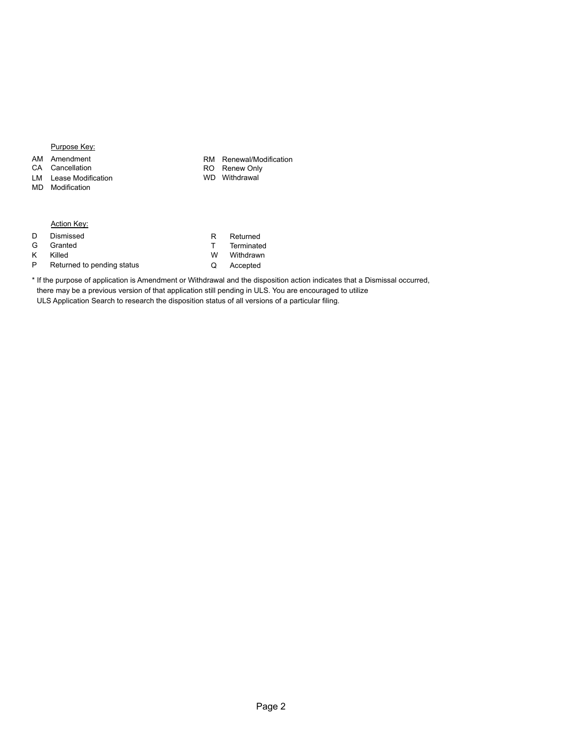Purpose Key:

| | | | |
|---|---|---|---|
| AM | Amendment | RM | Renewal/Modification |
| CA | Cancellation | RO | Renew Only |
| LM | Lease Modification | WD | Withdrawal |
| MD | Modification | | |

Action Key:

| | | | |
|---|---|---|---|
| D | Dismissed | R | Returned |
| G | Granted | T | Terminated |
| K | Killed | W | Withdrawn |
| P | Returned to pending status | Q | Accepted |

* If the purpose of application is Amendment or Withdrawal and the disposition action indicates that a Dismissal occurred, there may be a previous version of that application still pending in ULS. You are encouraged to utilize ULS Application Search to research the disposition status of all versions of a particular filing.